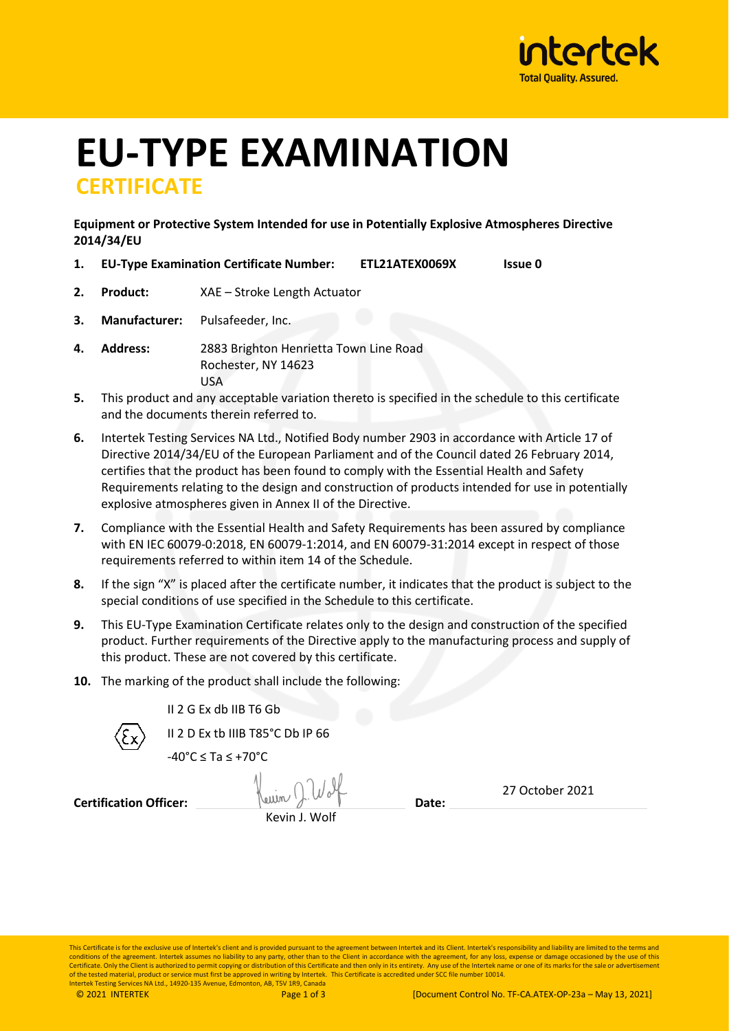# EU-TYPE EXAMINATION

## CERTIFICATE

**Equipment or Protective System Intended for use in Potentially Explosive Atmospheres Directive 2014/34/EU**

1. **EU-Type Examination Certificate Number:** **ETL21ATEX0069X** **Issue 0**
2. **Product:** XAE – Stroke Length Actuator
3. **Manufacturer:** Pulsafeeder, Inc.
4. **Address:** 2883 Brighton Henrietta Town Line Road
   Rochester, NY 14623
   USA
5. This product and any acceptable variation thereto is specified in the schedule to this certificate and the documents therein referred to.
6. Intertek Testing Services NA Ltd., Notified Body number 2903 in accordance with Article 17 of Directive 2014/34/EU of the European Parliament and of the Council dated 26 February 2014, certifies that the product has been found to comply with the Essential Health and Safety Requirements relating to the design and construction of products intended for use in potentially explosive atmospheres given in Annex II of the Directive.
7. Compliance with the Essential Health and Safety Requirements has been assured by compliance with EN IEC 60079-0:2018, EN 60079-1:2014, and EN 60079-31:2014 except in respect of those requirements referred to within item 14 of the Schedule.
8. If the sign "X" is placed after the certificate number, it indicates that the product is subject to the special conditions of use specified in the Schedule to this certificate.
9. This EU-Type Examination Certificate relates only to the design and construction of the specified product. Further requirements of the Directive apply to the manufacturing process and supply of this product. These are not covered by this certificate.
10. The marking of the product shall include the following:

II 2 G Ex db IIB T6 Gb

II 2 D Ex tb IIIB T85°C Db IP 66

-40°C ≤ Ta ≤ +70°C

**Certification Officer:** Kevin J. Wolf **Date:** 27 October 2021

This Certificate is for the exclusive use of Intertek's client and is provided pursuant to the agreement between Intertek and its Client. Intertek's responsibility and liability are limited to the terms and conditions of the agreement. Intertek assumes no liability to any party, other than to the Client in accordance with the agreement, for any loss, expense or damage occasioned by the use of this Certificate. Only the Client is authorized to permit copying or distribution of this Certificate and then only in its entirety. Any use of the Intertek name or one of its marks for the sale or advertisement of the tested material, product or service must first be approved in writing by Intertek. This Certificate is accredited under SCC file number 10014.
Intertek Testing Services NA Ltd., 14920-135 Avenue, Edmonton, AB, T5V 1R9, Canada

© 2021 INTERTEK [Document Control No. TF-CA.ATEX-OP-23a – May 13, 2021]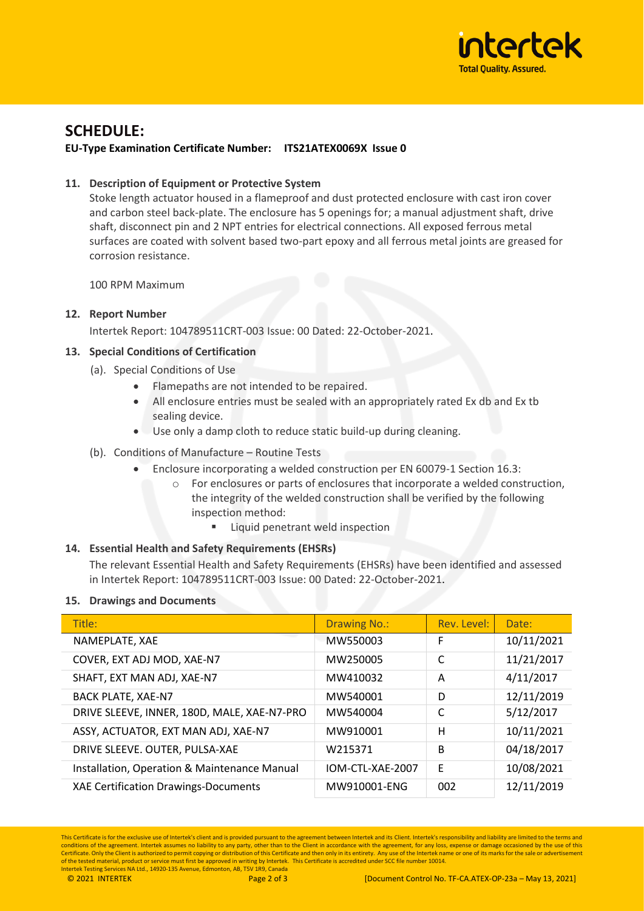## SCHEDULE:

**EU-Type Examination Certificate Number: ITS21ATEX0069X Issue 0**

**11. Description of Equipment or Protective System**

Stoke length actuator housed in a flameproof and dust protected enclosure with cast iron cover and carbon steel back-plate. The enclosure has 5 openings for; a manual adjustment shaft, drive shaft, disconnect pin and 2 NPT entries for electrical connections. All exposed ferrous metal surfaces are coated with solvent based two-part epoxy and all ferrous metal joints are greased for corrosion resistance.

100 RPM Maximum

**12. Report Number**

Intertek Report: 104789511CRT-003 Issue: 00 Dated: 22-October-2021.

**13. Special Conditions of Certification**

(a). Special Conditions of Use

- Flamepaths are not intended to be repaired.
- All enclosure entries must be sealed with an appropriately rated Ex db and Ex tb sealing device.
- Use only a damp cloth to reduce static build-up during cleaning.

(b). Conditions of Manufacture – Routine Tests

- Enclosure incorporating a welded construction per EN 60079-1 Section 16.3:
  - For enclosures or parts of enclosures that incorporate a welded construction, the integrity of the welded construction shall be verified by the following inspection method:
    - Liquid penetrant weld inspection

**14. Essential Health and Safety Requirements (EHSRs)**

The relevant Essential Health and Safety Requirements (EHSRs) have been identified and assessed in Intertek Report: 104789511CRT-003 Issue: 00 Dated: 22-October-2021.

**15. Drawings and Documents**

| Title: | Drawing No.: | Rev. Level: | Date: |
|---|---|---|---|
| NAMEPLATE, XAE | MW550003 | F | 10/11/2021 |
| COVER, EXT ADJ MOD, XAE-N7 | MW250005 | C | 11/21/2017 |
| SHAFT, EXT MAN ADJ, XAE-N7 | MW410032 | A | 4/11/2017 |
| BACK PLATE, XAE-N7 | MW540001 | D | 12/11/2019 |
| DRIVE SLEEVE, INNER, 180D, MALE, XAE-N7-PRO | MW540004 | C | 5/12/2017 |
| ASSY, ACTUATOR, EXT MAN ADJ, XAE-N7 | MW910001 | H | 10/11/2021 |
| DRIVE SLEEVE. OUTER, PULSA-XAE | W215371 | B | 04/18/2017 |
| Installation, Operation & Maintenance Manual | IOM-CTL-XAE-2007 | E | 10/08/2021 |
| XAE Certification Drawings-Documents | MW910001-ENG | 002 | 12/11/2019 |

This Certificate is for the exclusive use of Intertek's client and is provided pursuant to the agreement between Intertek and its Client. Intertek's responsibility and liability are limited to the terms and conditions of the agreement. Intertek assumes no liability to any party, other than to the Client in accordance with the agreement, for any loss, expense or damage occasioned by the use of this Certificate. Only the Client is authorized to permit copying or distribution of this Certificate and then only in its entirety. Any use of the Intertek name or one of its marks for the sale or advertisement of the tested material, product or service must first be approved in writing by Intertek. This Certificate is accredited under SCC file number 10014.
Intertek Testing Services NA Ltd., 14920-135 Avenue, Edmonton, AB, T5V 1R9, Canada

© 2021 INTERTEK [Document Control No. TF-CA.ATEX-OP-23a – May 13, 2021]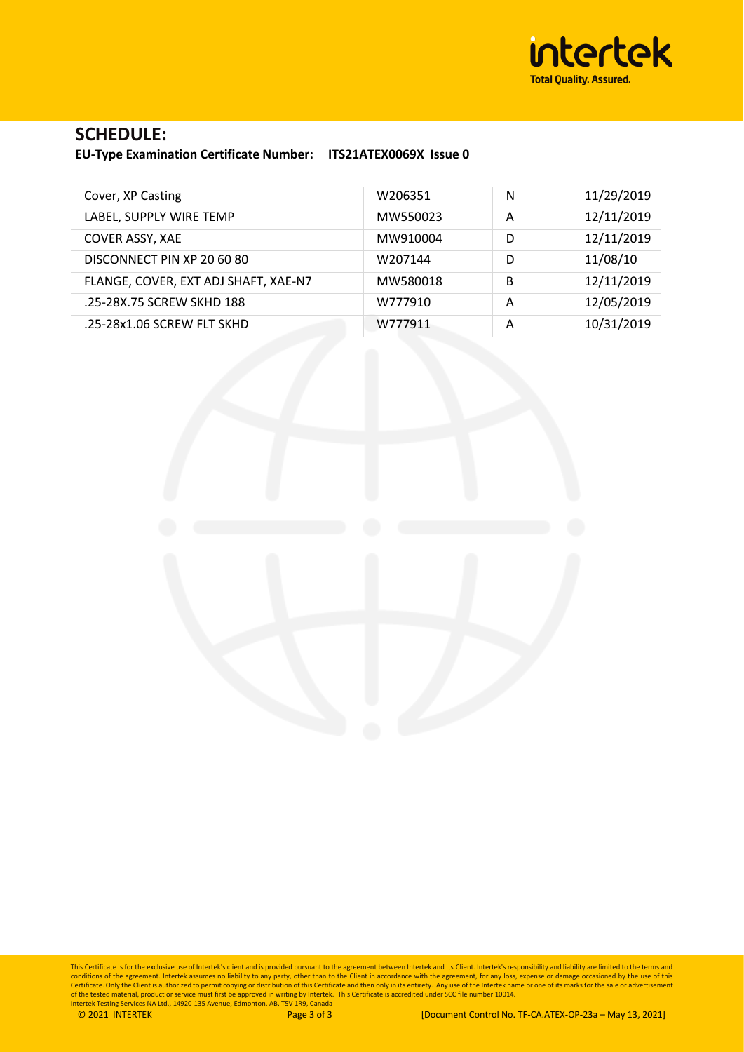# SCHEDULE:

**EU-Type Examination Certificate Number: ITS21ATEX0069X Issue 0**

| | | | |
|---|---|---|---|
| Cover, XP Casting | W206351 | N | 11/29/2019 |
| LABEL, SUPPLY WIRE TEMP | MW550023 | A | 12/11/2019 |
| COVER ASSY, XAE | MW910004 | D | 12/11/2019 |
| DISCONNECT PIN XP 20 60 80 | W207144 | D | 11/08/10 |
| FLANGE, COVER, EXT ADJ SHAFT, XAE-N7 | MW580018 | B | 12/11/2019 |
| .25-28X.75 SCREW SKHD 188 | W777910 | A | 12/05/2019 |
| .25-28x1.06 SCREW FLT SKHD | W777911 | A | 10/31/2019 |

This Certificate is for the exclusive use of Intertek's client and is provided pursuant to the agreement between Intertek and its Client. Intertek's responsibility and liability are limited to the terms and conditions of the agreement. Intertek assumes no liability to any party, other than to the Client in accordance with the agreement, for any loss, expense or damage occasioned by the use of this Certificate. Only the Client is authorized to permit copying or distribution of this Certificate and then only in its entirety. Any use of the Intertek name or one of its marks for the sale or advertisement of the tested material, product or service must first be approved in writing by Intertek. This Certificate is accredited under SCC file number 10014.
Intertek Testing Services NA Ltd., 14920-135 Avenue, Edmonton, AB, T5V 1R9, Canada

© 2021 INTERTEK [Document Control No. TF-CA.ATEX-OP-23a – May 13, 2021]